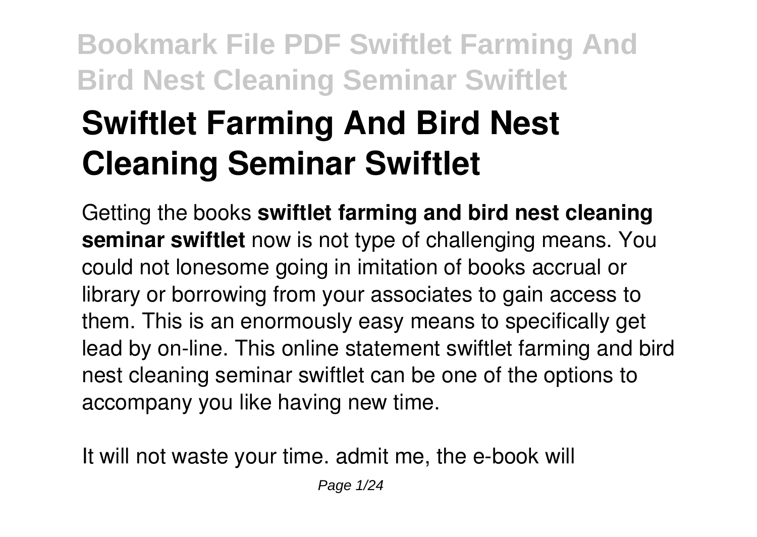# Swiftlet Farming And Bird Nest Cleaning Seminar Swiftlet

Getting the books **swiftlet farming and bird nest cleaning seminar swiftlet** now is not type of challenging means. You could not lonesome going in imitation of books accrual or library or borrowing from your associates to gain access to them. This is an enormously easy means to specifically get lead by on-line. This online statement swiftlet farming and bird nest cleaning seminar swiftlet can be one of the options to accompany you like having new time.

It will not waste your time. admit me, the e-book will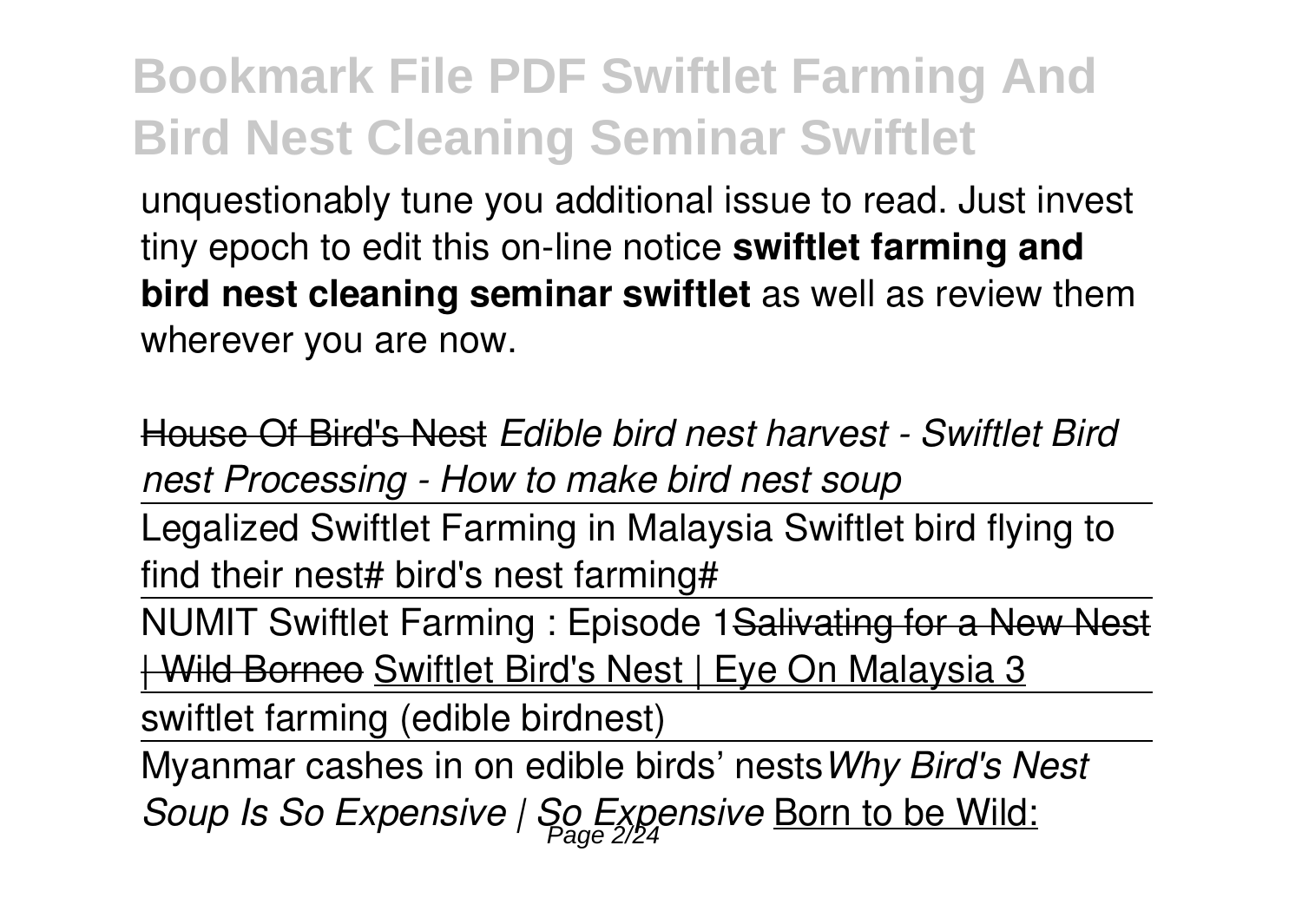unquestionably tune you additional issue to read. Just invest tiny epoch to edit this on-line notice **swiftlet farming and bird nest cleaning seminar swiftlet** as well as review them wherever you are now.

~~House Of Bird's Nest~~ *Edible bird nest harvest - Swiftlet Bird nest Processing - How to make bird nest soup*

Legalized Swiftlet Farming in Malaysia Swiftlet bird flying to find their nest# bird's nest farming#

NUMIT Swiftlet Farming : Episode 1~~Salivating for a New Nest | Wild Borneo~~ Swiftlet Bird's Nest | Eye On Malaysia 3

swiftlet farming (edible birdnest)

Myanmar cashes in on edible birds' nests *Why Bird's Nest Soup Is So Expensive | So Expensive* Born to be Wild: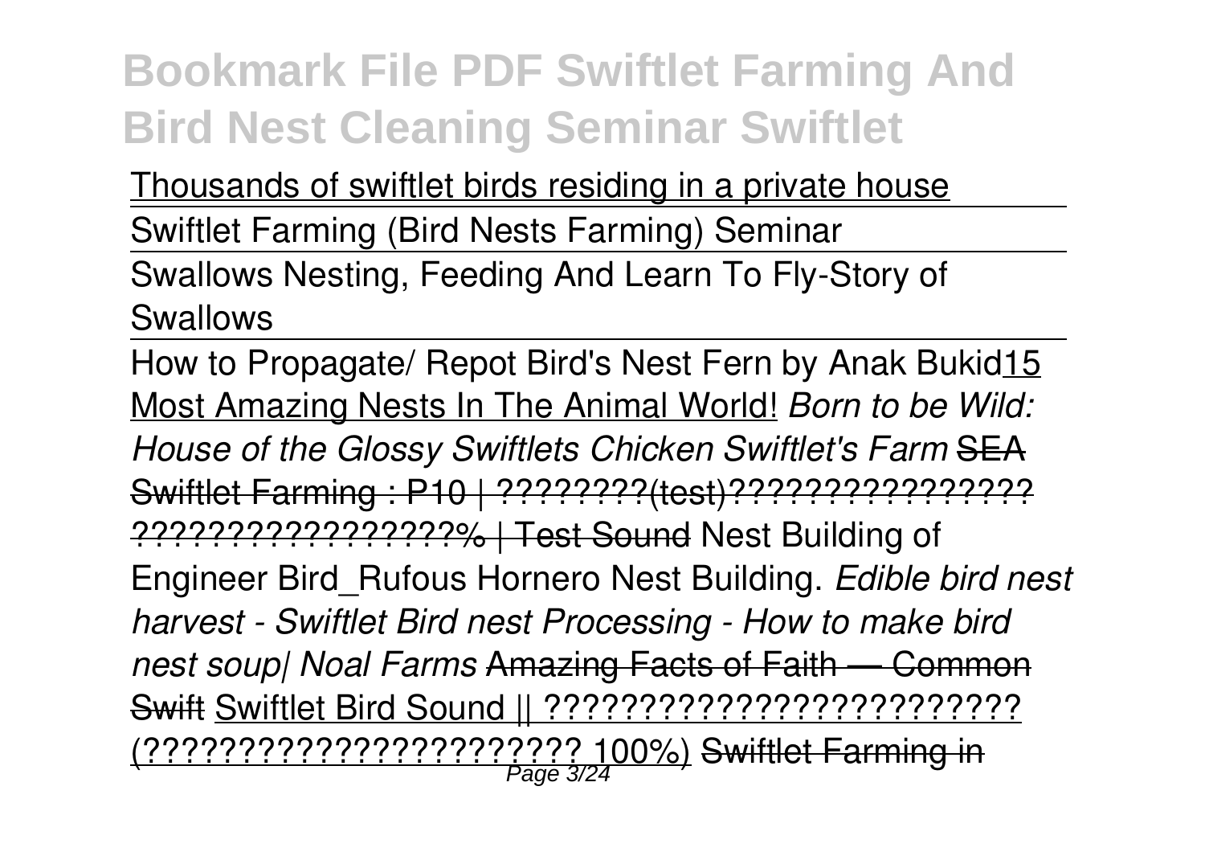Thousands of swiftlet birds residing in a private house

Swiftlet Farming (Bird Nests Farming) Seminar

Swallows Nesting, Feeding And Learn To Fly-Story of Swallows

How to Propagate/ Repot Bird's Nest Fern by Anak Bukid 15 Most Amazing Nests In The Animal World! *Born to be Wild: House of the Glossy Swiftlets Chicken Swiftlet's Farm* ~~SEA Swiftlet Farming : P10 | ????????(test)????????????????? ?????????????????% | Test Sound~~ Nest Building of Engineer Bird_Rufous Hornero Nest Building. *Edible bird nest harvest - Swiftlet Bird nest Processing - How to make bird nest soup| Noal Farms* ~~Amazing Facts of Faith — Common Swift~~ Swiftlet Bird Sound || ????????????????????????? (?????????????????????? 100%) ~~Swiftlet Farming in~~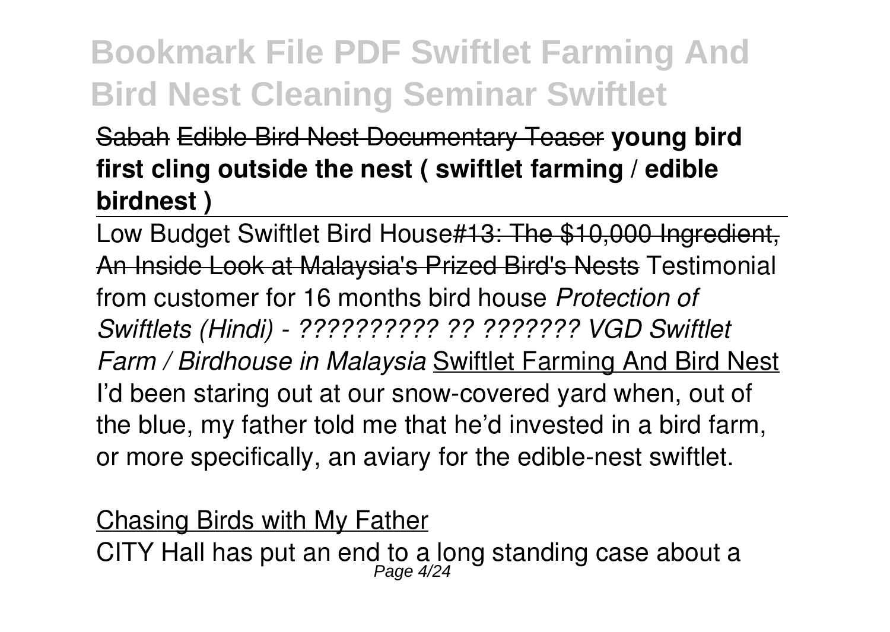Sabah Edible Bird Nest Documentary Teaser **young bird first cling outside the nest ( swiftlet farming / edible birdnest )**

Low Budget Swiftlet Bird House#13: The $10,000 Ingredient, An Inside Look at Malaysia's Prized Bird's Nests Testimonial from customer for 16 months bird house *Protection of Swiftlets (Hindi) - ?????????? ?? ??????? VGD Swiftlet Farm / Birdhouse in Malaysia* Swiftlet Farming And Bird Nest

I'd been staring out at our snow-covered yard when, out of the blue, my father told me that he'd invested in a bird farm, or more specifically, an aviary for the edible-nest swiftlet.

Chasing Birds with My Father

CITY Hall has put an end to a long standing case about a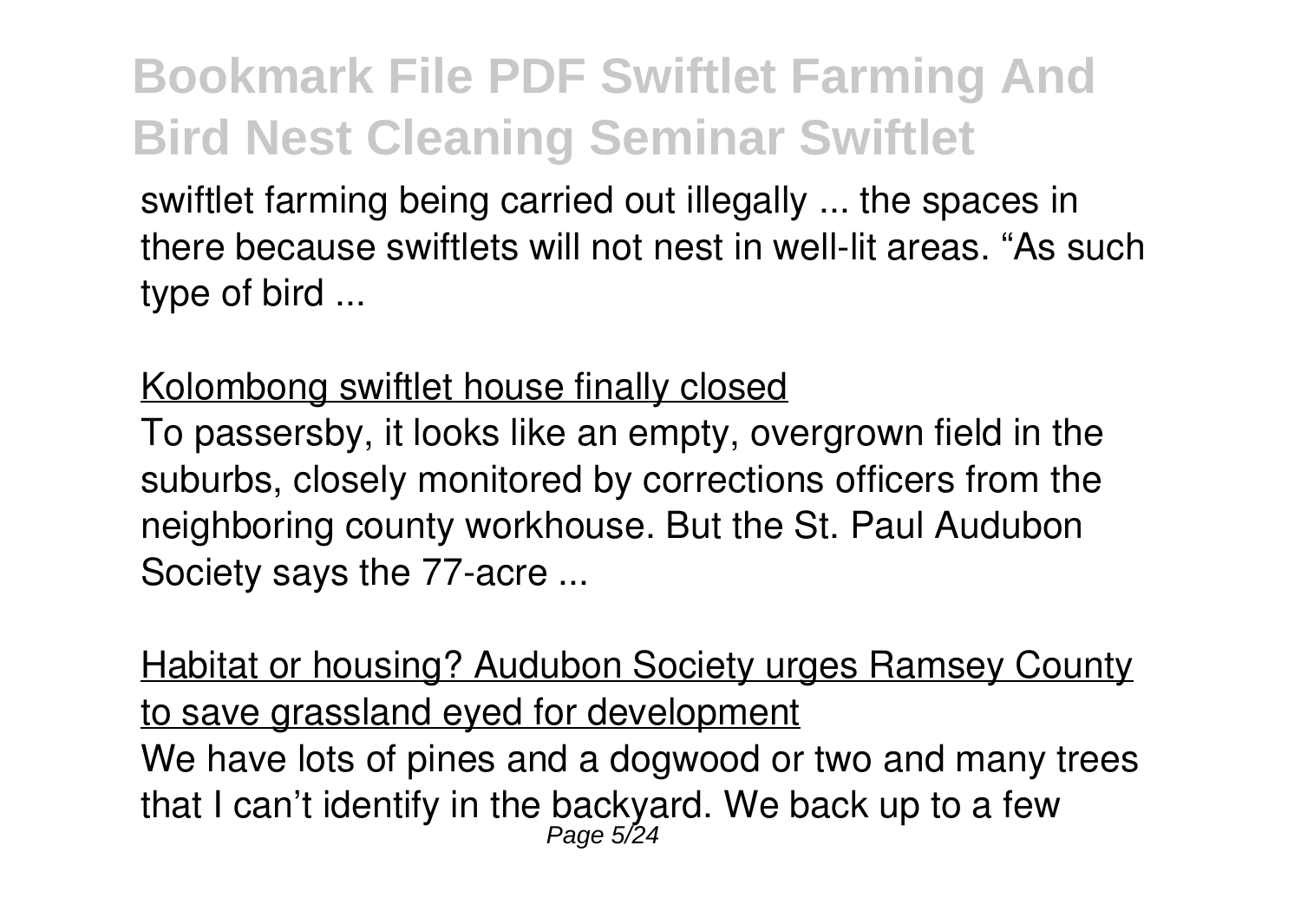swiftlet farming being carried out illegally ... the spaces in there because swiftlets will not nest in well-lit areas. "As such type of bird ...

Kolombong swiftlet house finally closed

To passersby, it looks like an empty, overgrown field in the suburbs, closely monitored by corrections officers from the neighboring county workhouse. But the St. Paul Audubon Society says the 77-acre ...

Habitat or housing? Audubon Society urges Ramsey County to save grassland eyed for development

We have lots of pines and a dogwood or two and many trees that I can't identify in the backyard. We back up to a few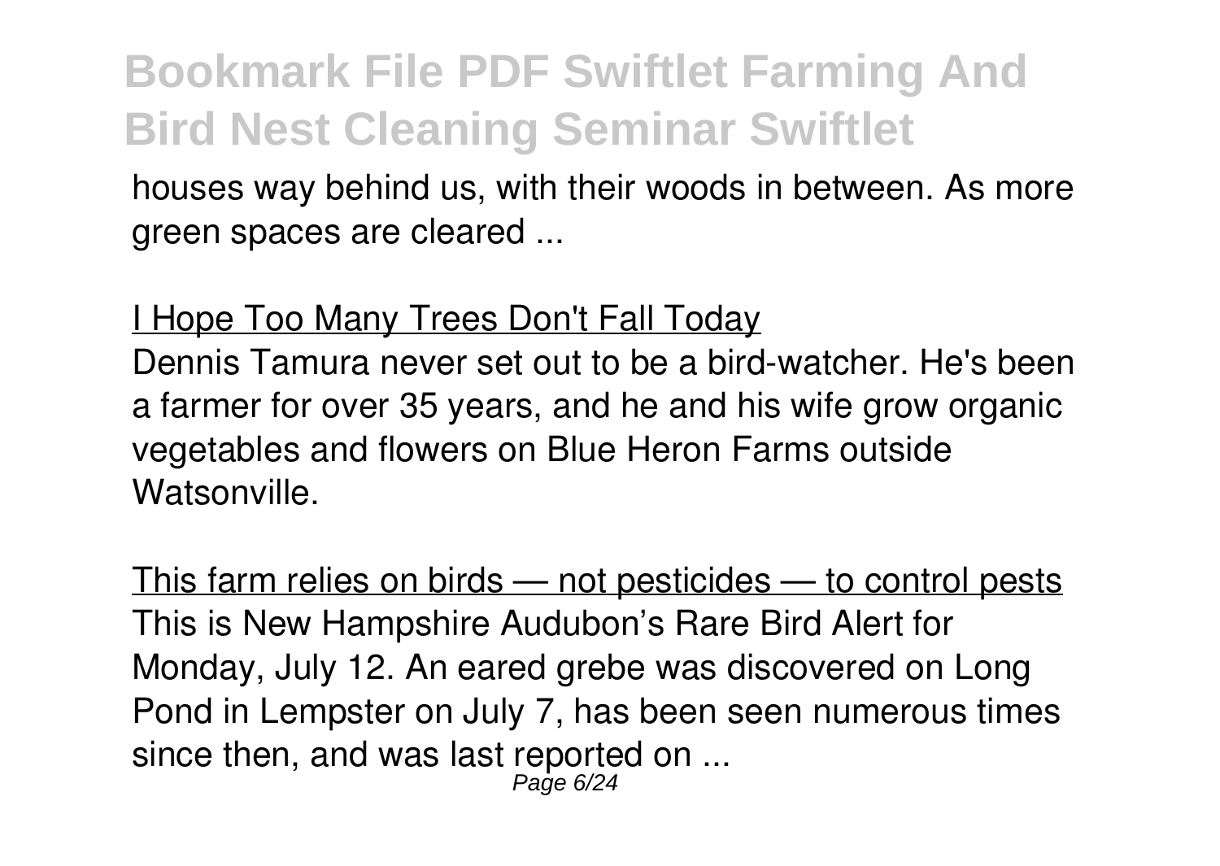houses way behind us, with their woods in between. As more green spaces are cleared ...

I Hope Too Many Trees Don't Fall Today

Dennis Tamura never set out to be a bird-watcher. He's been a farmer for over 35 years, and he and his wife grow organic vegetables and flowers on Blue Heron Farms outside Watsonville.

This farm relies on birds — not pesticides — to control pests

This is New Hampshire Audubon's Rare Bird Alert for Monday, July 12. An eared grebe was discovered on Long Pond in Lempster on July 7, has been seen numerous times since then, and was last reported on ...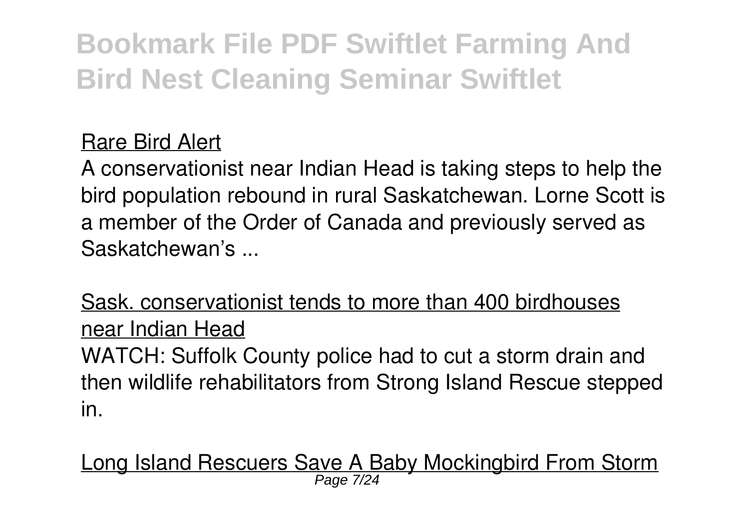Rare Bird Alert

A conservationist near Indian Head is taking steps to help the bird population rebound in rural Saskatchewan. Lorne Scott is a member of the Order of Canada and previously served as Saskatchewan's ...

Sask. conservationist tends to more than 400 birdhouses near Indian Head

WATCH: Suffolk County police had to cut a storm drain and then wildlife rehabilitators from Strong Island Rescue stepped in.

Long Island Rescuers Save A Baby Mockingbird From Storm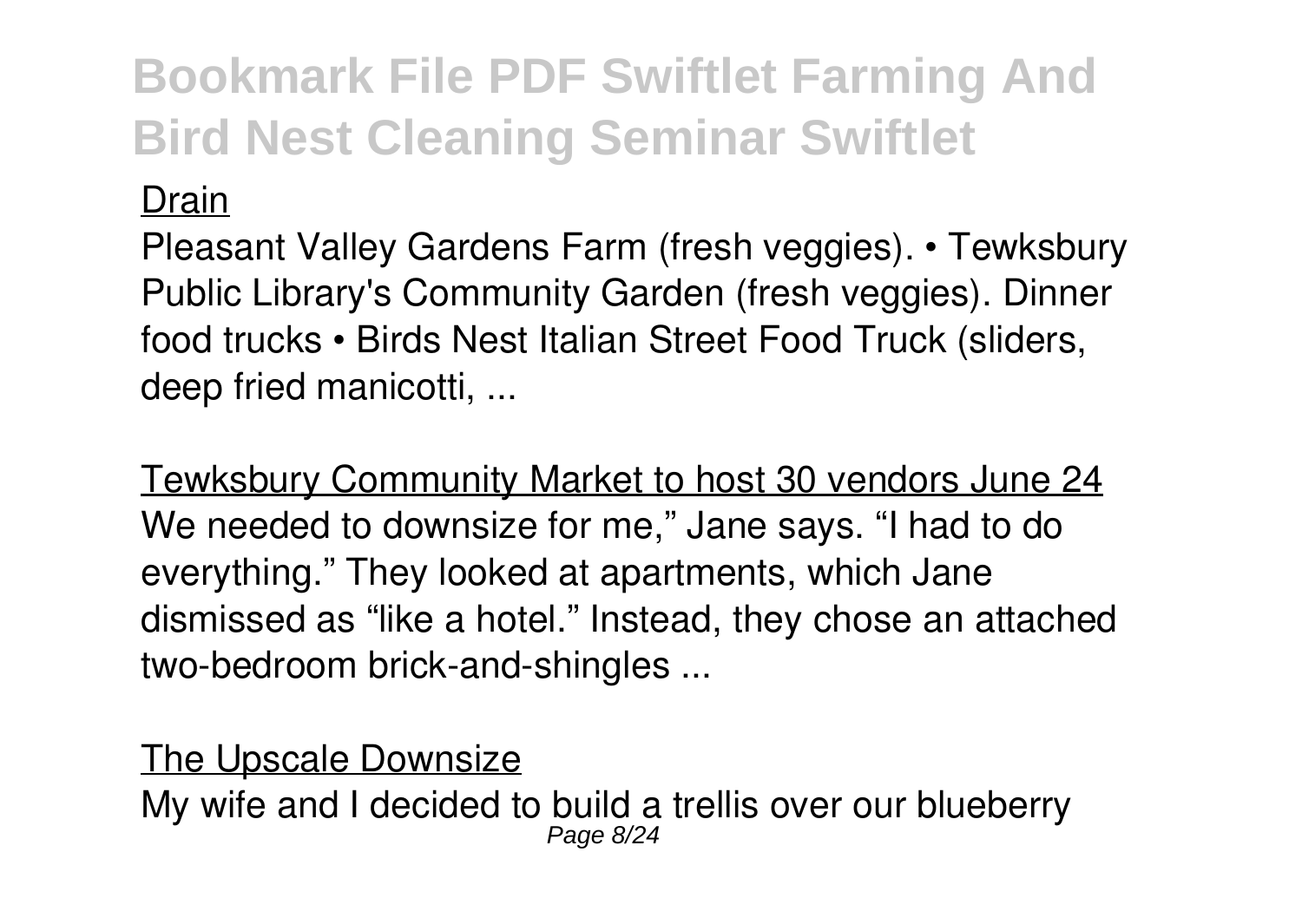Drain

Pleasant Valley Gardens Farm (fresh veggies). • Tewksbury Public Library's Community Garden (fresh veggies). Dinner food trucks • Birds Nest Italian Street Food Truck (sliders, deep fried manicotti, ...

Tewksbury Community Market to host 30 vendors June 24

We needed to downsize for me," Jane says. "I had to do everything." They looked at apartments, which Jane dismissed as "like a hotel." Instead, they chose an attached two-bedroom brick-and-shingles ...

The Upscale Downsize

My wife and I decided to build a trellis over our blueberry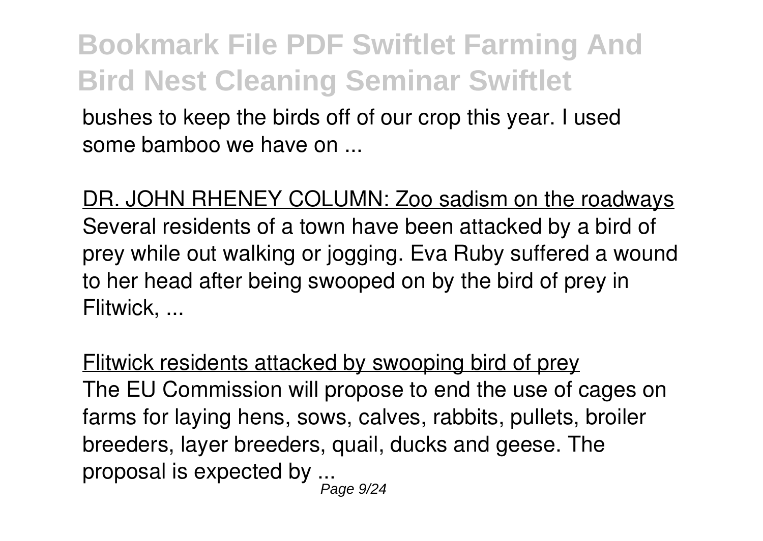bushes to keep the birds off of our crop this year. I used some bamboo we have on ...

DR. JOHN RHENEY COLUMN: Zoo sadism on the roadways

Several residents of a town have been attacked by a bird of prey while out walking or jogging. Eva Ruby suffered a wound to her head after being swooped on by the bird of prey in Flitwick, ...

Flitwick residents attacked by swooping bird of prey

The EU Commission will propose to end the use of cages on farms for laying hens, sows, calves, rabbits, pullets, broiler breeders, layer breeders, quail, ducks and geese. The proposal is expected by ...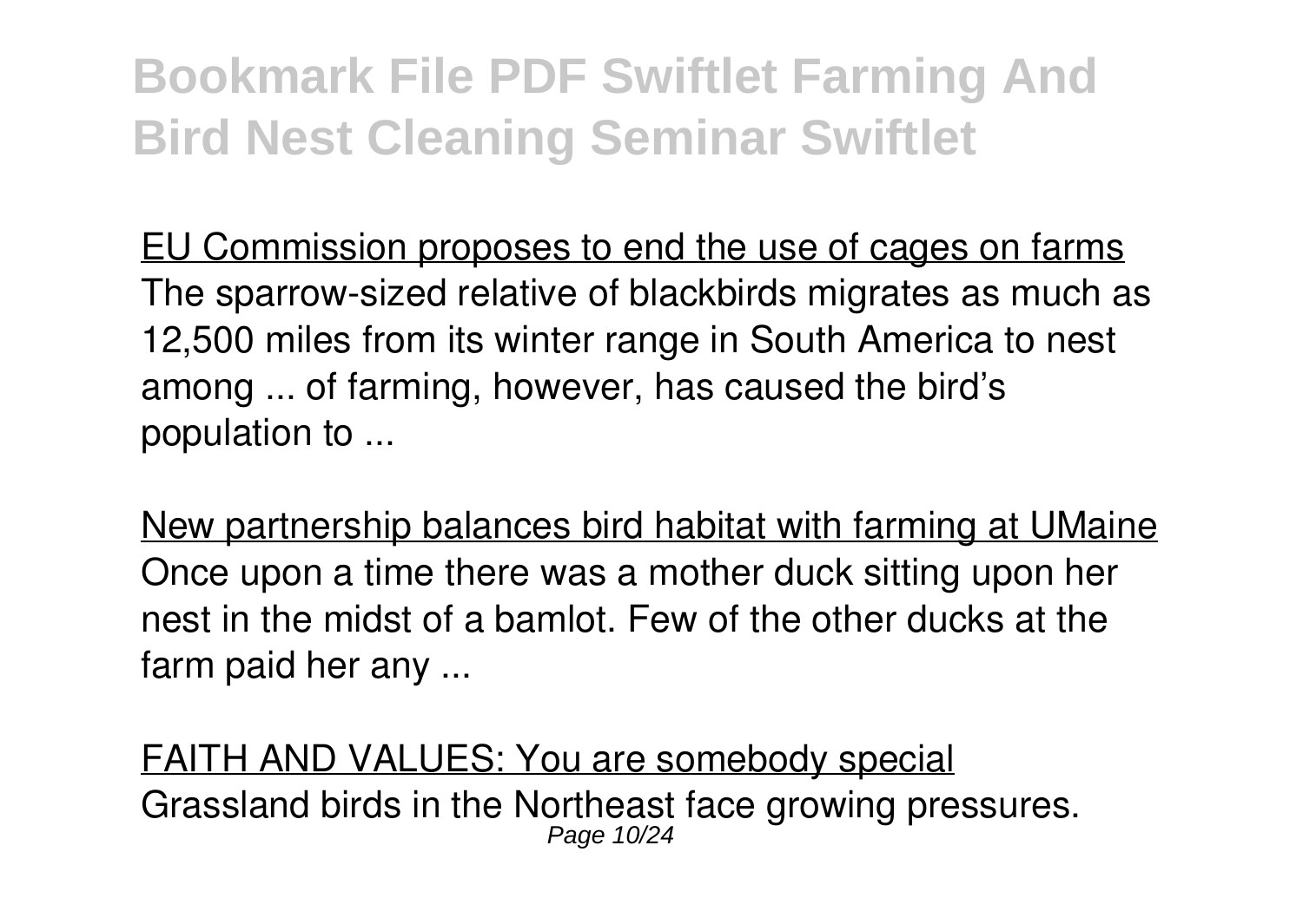EU Commission proposes to end the use of cages on farms
The sparrow-sized relative of blackbirds migrates as much as 12,500 miles from its winter range in South America to nest among ... of farming, however, has caused the bird's population to ...

New partnership balances bird habitat with farming at UMaine
Once upon a time there was a mother duck sitting upon her nest in the midst of a bamlot. Few of the other ducks at the farm paid her any ...

FAITH AND VALUES: You are somebody special
Grassland birds in the Northeast face growing pressures.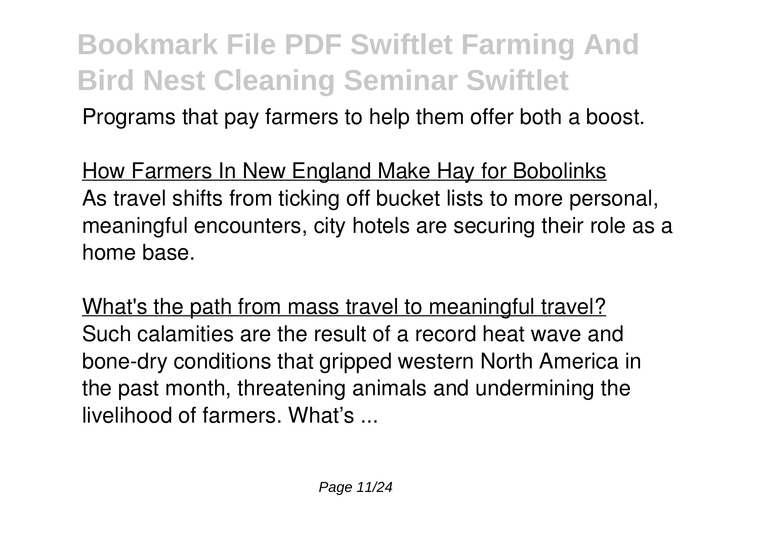Programs that pay farmers to help them offer both a boost.

How Farmers In New England Make Hay for Bobolinks

As travel shifts from ticking off bucket lists to more personal, meaningful encounters, city hotels are securing their role as a home base.

What's the path from mass travel to meaningful travel?

Such calamities are the result of a record heat wave and bone-dry conditions that gripped western North America in the past month, threatening animals and undermining the livelihood of farmers. What's ...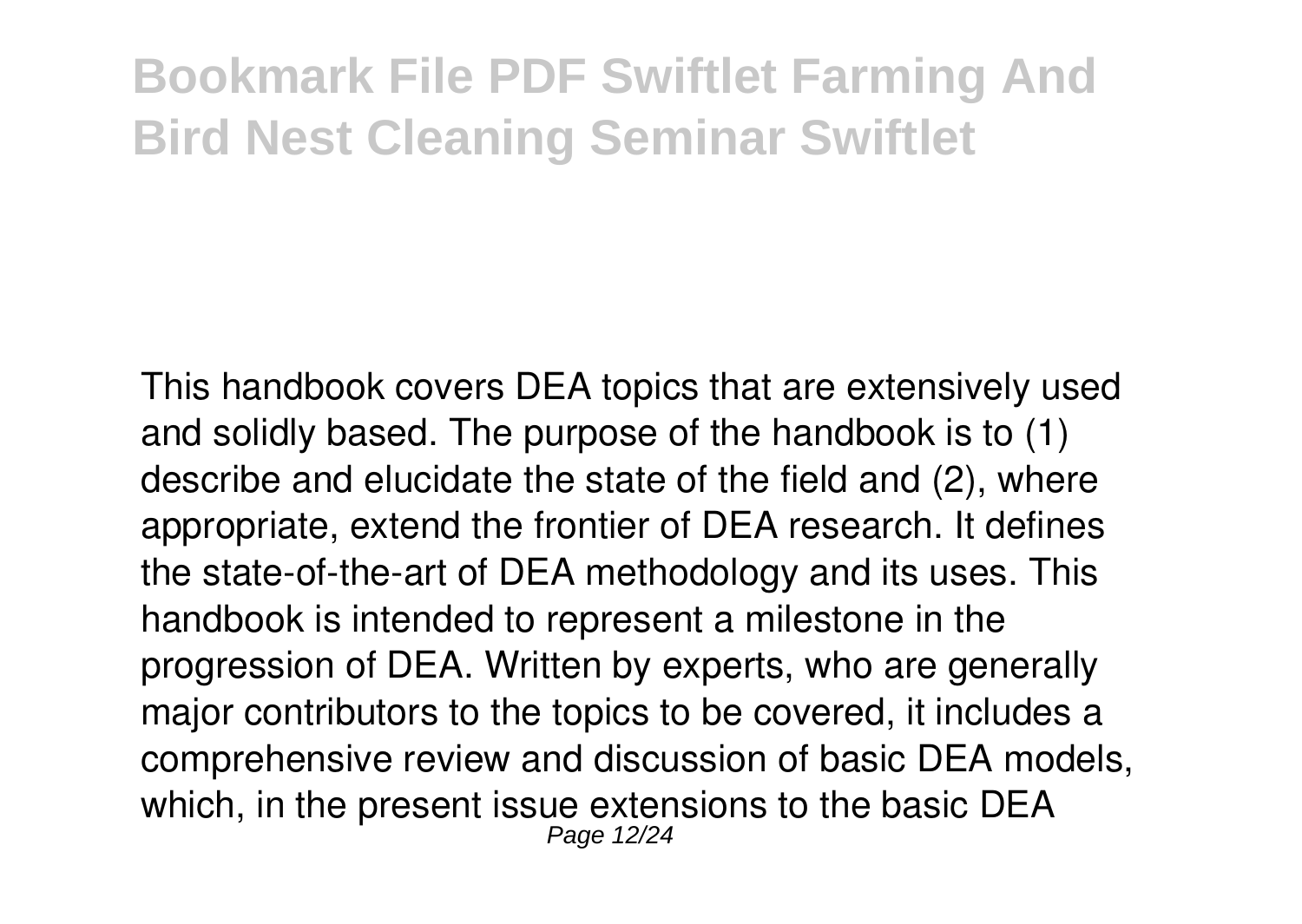This handbook covers DEA topics that are extensively used and solidly based. The purpose of the handbook is to (1) describe and elucidate the state of the field and (2), where appropriate, extend the frontier of DEA research. It defines the state-of-the-art of DEA methodology and its uses. This handbook is intended to represent a milestone in the progression of DEA. Written by experts, who are generally major contributors to the topics to be covered, it includes a comprehensive review and discussion of basic DEA models, which, in the present issue extensions to the basic DEA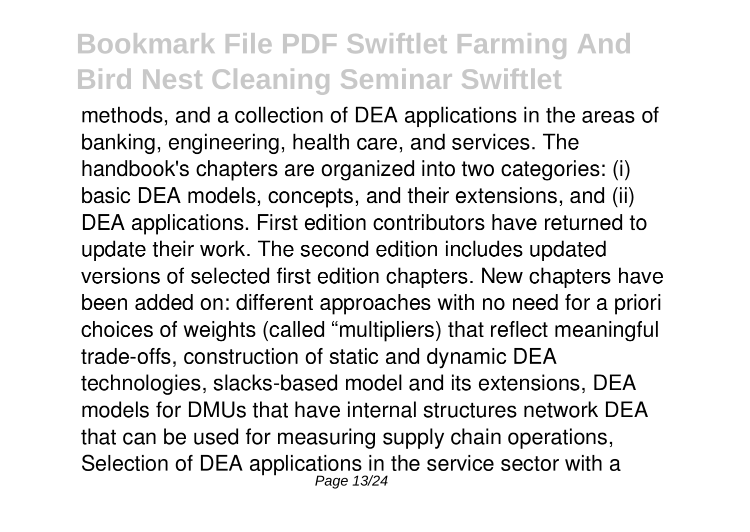methods, and a collection of DEA applications in the areas of banking, engineering, health care, and services. The handbook's chapters are organized into two categories: (i) basic DEA models, concepts, and their extensions, and (ii) DEA applications. First edition contributors have returned to update their work. The second edition includes updated versions of selected first edition chapters. New chapters have been added on: different approaches with no need for a priori choices of weights (called "multipliers) that reflect meaningful trade-offs, construction of static and dynamic DEA technologies, slacks-based model and its extensions, DEA models for DMUs that have internal structures network DEA that can be used for measuring supply chain operations, Selection of DEA applications in the service sector with a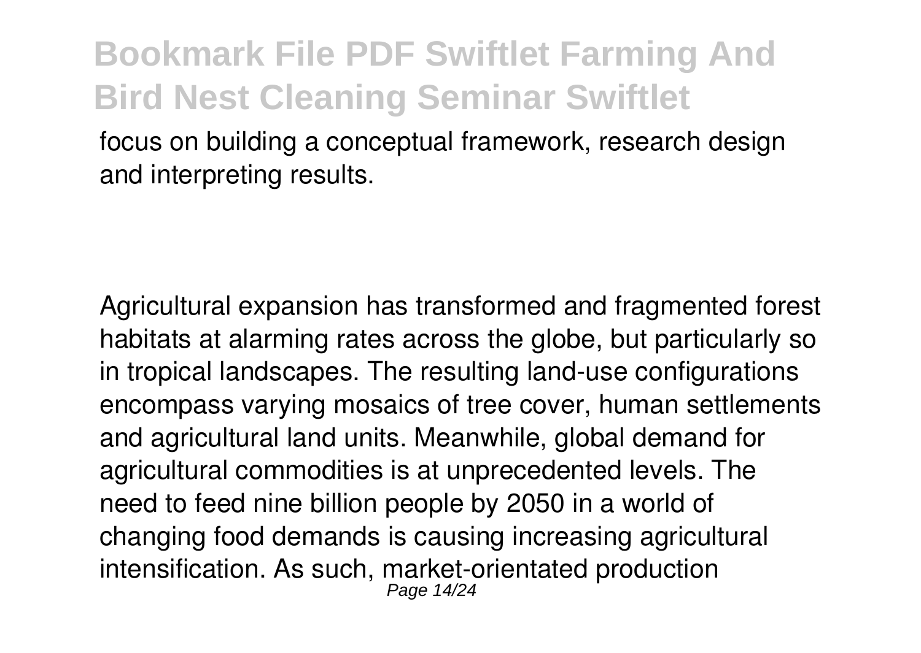focus on building a conceptual framework, research design and interpreting results.

Agricultural expansion has transformed and fragmented forest habitats at alarming rates across the globe, but particularly so in tropical landscapes. The resulting land-use configurations encompass varying mosaics of tree cover, human settlements and agricultural land units. Meanwhile, global demand for agricultural commodities is at unprecedented levels. The need to feed nine billion people by 2050 in a world of changing food demands is causing increasing agricultural intensification. As such, market-orientated production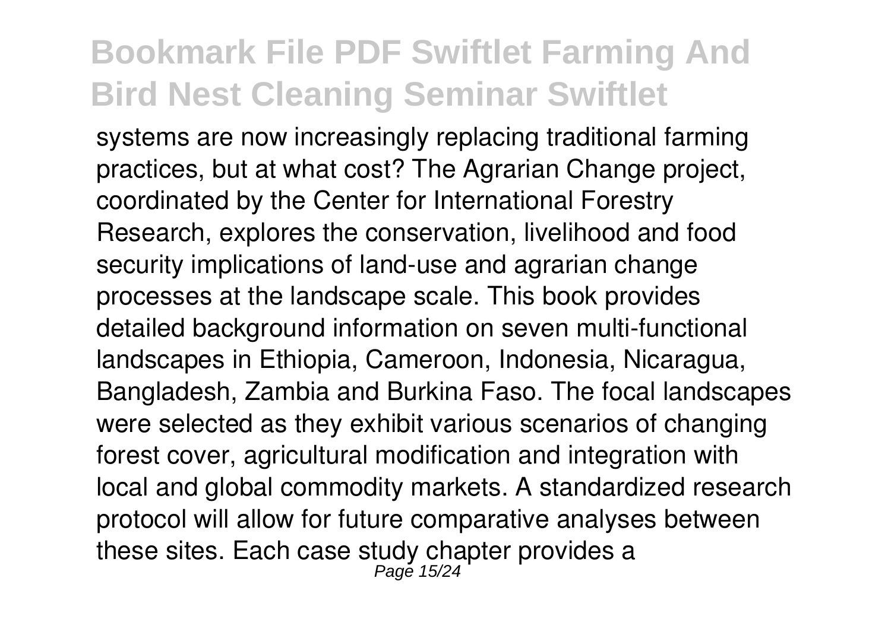systems are now increasingly replacing traditional farming practices, but at what cost? The Agrarian Change project, coordinated by the Center for International Forestry Research, explores the conservation, livelihood and food security implications of land-use and agrarian change processes at the landscape scale. This book provides detailed background information on seven multi-functional landscapes in Ethiopia, Cameroon, Indonesia, Nicaragua, Bangladesh, Zambia and Burkina Faso. The focal landscapes were selected as they exhibit various scenarios of changing forest cover, agricultural modification and integration with local and global commodity markets. A standardized research protocol will allow for future comparative analyses between these sites. Each case study chapter provides a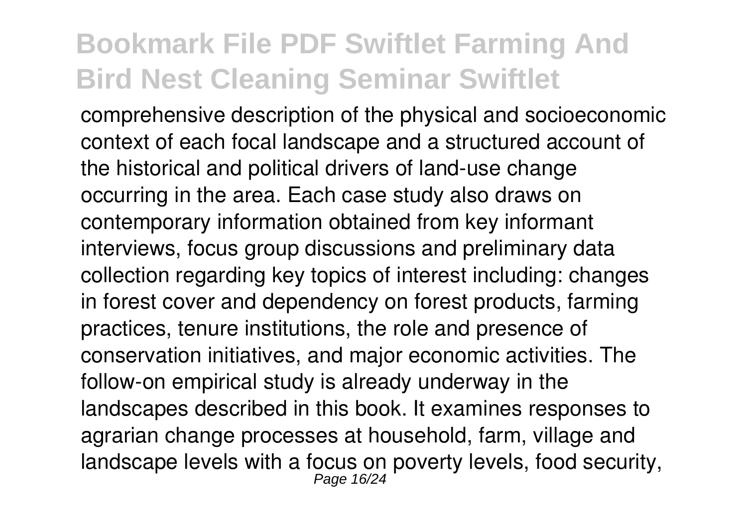comprehensive description of the physical and socioeconomic context of each focal landscape and a structured account of the historical and political drivers of land-use change occurring in the area. Each case study also draws on contemporary information obtained from key informant interviews, focus group discussions and preliminary data collection regarding key topics of interest including: changes in forest cover and dependency on forest products, farming practices, tenure institutions, the role and presence of conservation initiatives, and major economic activities. The follow-on empirical study is already underway in the landscapes described in this book. It examines responses to agrarian change processes at household, farm, village and landscape levels with a focus on poverty levels, food security,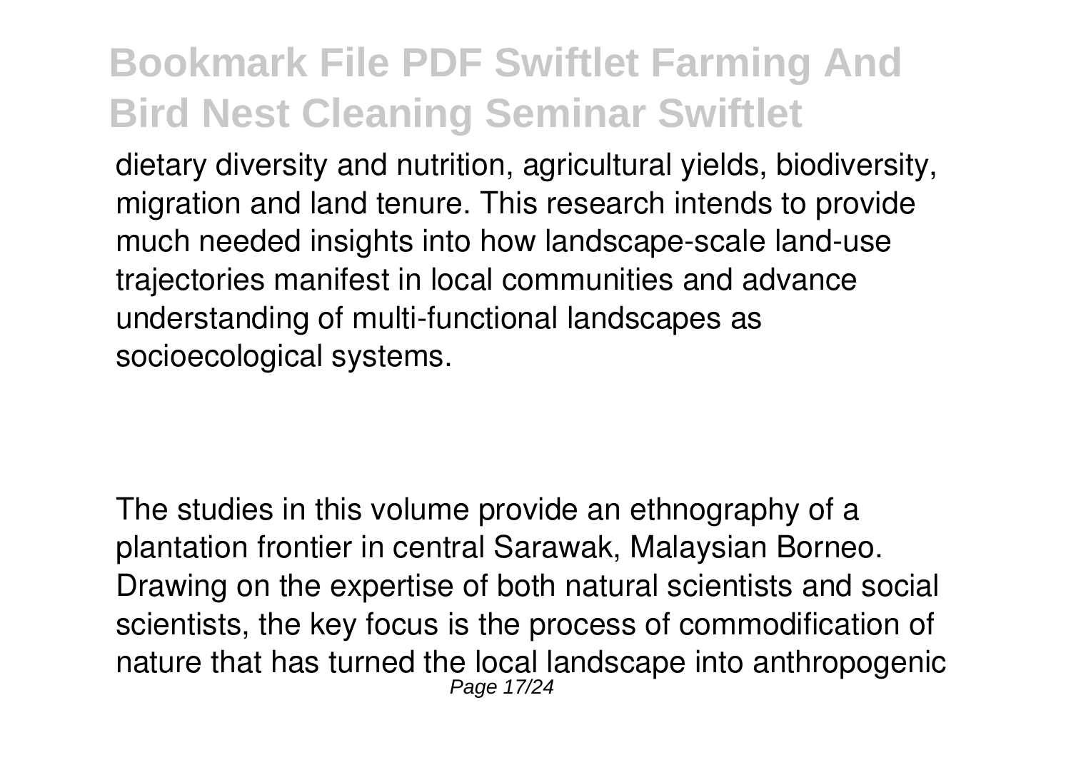dietary diversity and nutrition, agricultural yields, biodiversity, migration and land tenure. This research intends to provide much needed insights into how landscape-scale land-use trajectories manifest in local communities and advance understanding of multi-functional landscapes as socioecological systems.

The studies in this volume provide an ethnography of a plantation frontier in central Sarawak, Malaysian Borneo. Drawing on the expertise of both natural scientists and social scientists, the key focus is the process of commodification of nature that has turned the local landscape into anthropogenic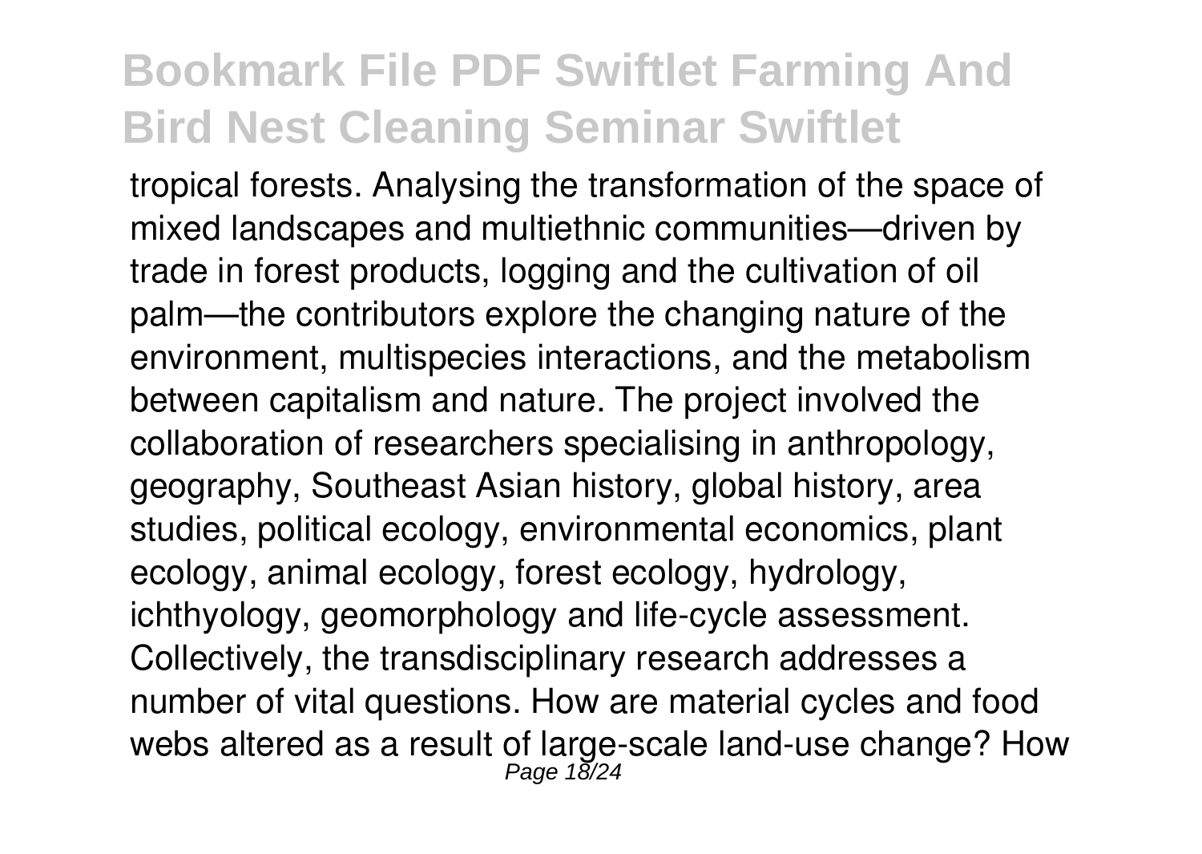tropical forests. Analysing the transformation of the space of mixed landscapes and multiethnic communities—driven by trade in forest products, logging and the cultivation of oil palm—the contributors explore the changing nature of the environment, multispecies interactions, and the metabolism between capitalism and nature. The project involved the collaboration of researchers specialising in anthropology, geography, Southeast Asian history, global history, area studies, political ecology, environmental economics, plant ecology, animal ecology, forest ecology, hydrology, ichthyology, geomorphology and life-cycle assessment. Collectively, the transdisciplinary research addresses a number of vital questions. How are material cycles and food webs altered as a result of large-scale land-use change? How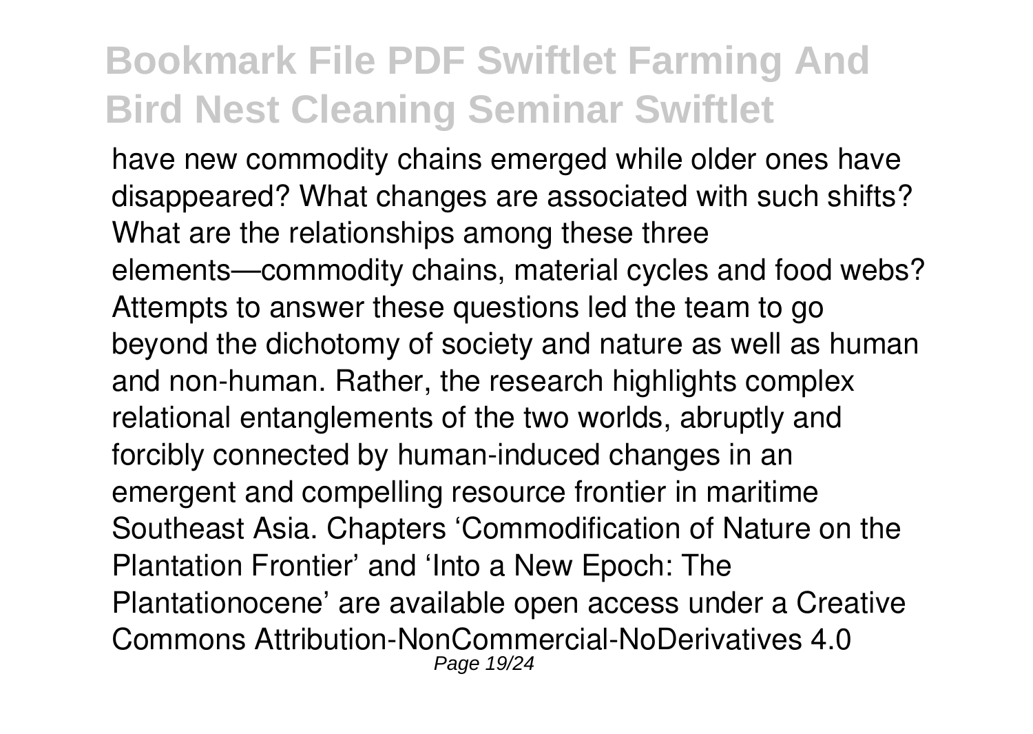have new commodity chains emerged while older ones have disappeared? What changes are associated with such shifts? What are the relationships among these three elements—commodity chains, material cycles and food webs? Attempts to answer these questions led the team to go beyond the dichotomy of society and nature as well as human and non-human. Rather, the research highlights complex relational entanglements of the two worlds, abruptly and forcibly connected by human-induced changes in an emergent and compelling resource frontier in maritime Southeast Asia. Chapters 'Commodification of Nature on the Plantation Frontier' and 'Into a New Epoch: The Plantationocene' are available open access under a Creative Commons Attribution-NonCommercial-NoDerivatives 4.0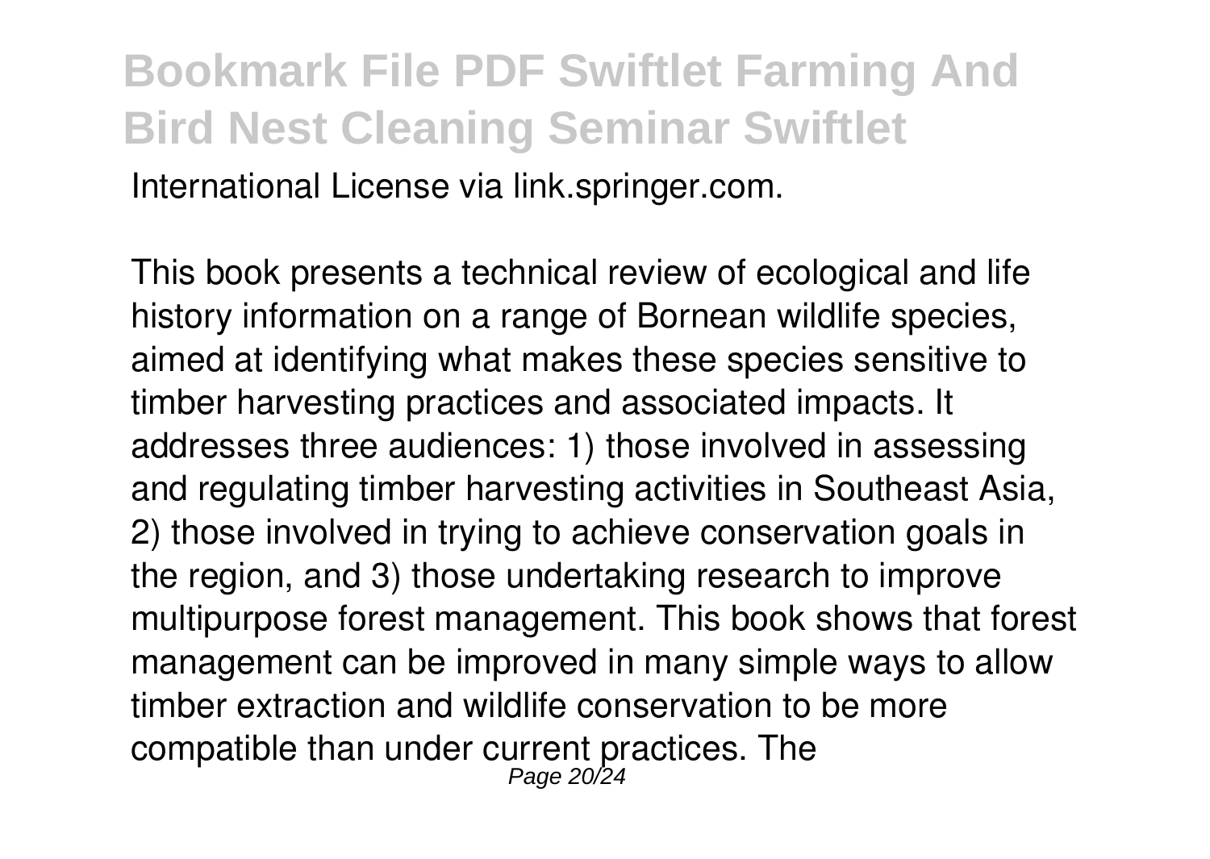International License via link.springer.com.

This book presents a technical review of ecological and life history information on a range of Bornean wildlife species, aimed at identifying what makes these species sensitive to timber harvesting practices and associated impacts. It addresses three audiences: 1) those involved in assessing and regulating timber harvesting activities in Southeast Asia, 2) those involved in trying to achieve conservation goals in the region, and 3) those undertaking research to improve multipurpose forest management. This book shows that forest management can be improved in many simple ways to allow timber extraction and wildlife conservation to be more compatible than under current practices. The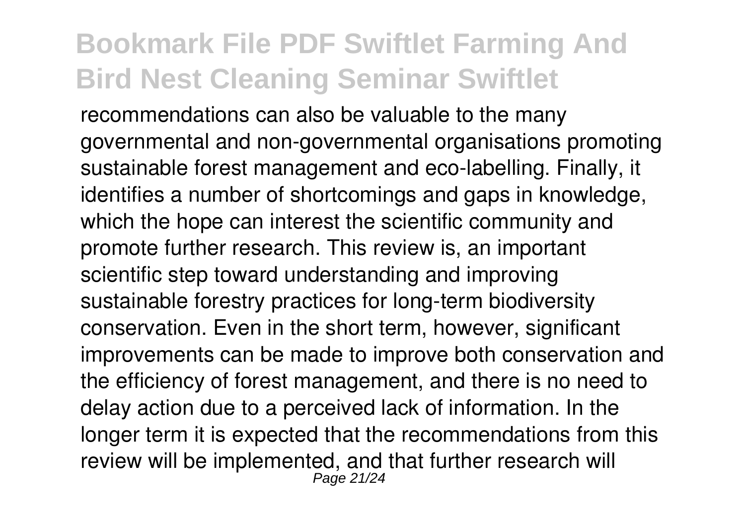recommendations can also be valuable to the many governmental and non-governmental organisations promoting sustainable forest management and eco-labelling. Finally, it identifies a number of shortcomings and gaps in knowledge, which the hope can interest the scientific community and promote further research. This review is, an important scientific step toward understanding and improving sustainable forestry practices for long-term biodiversity conservation. Even in the short term, however, significant improvements can be made to improve both conservation and the efficiency of forest management, and there is no need to delay action due to a perceived lack of information. In the longer term it is expected that the recommendations from this review will be implemented, and that further research will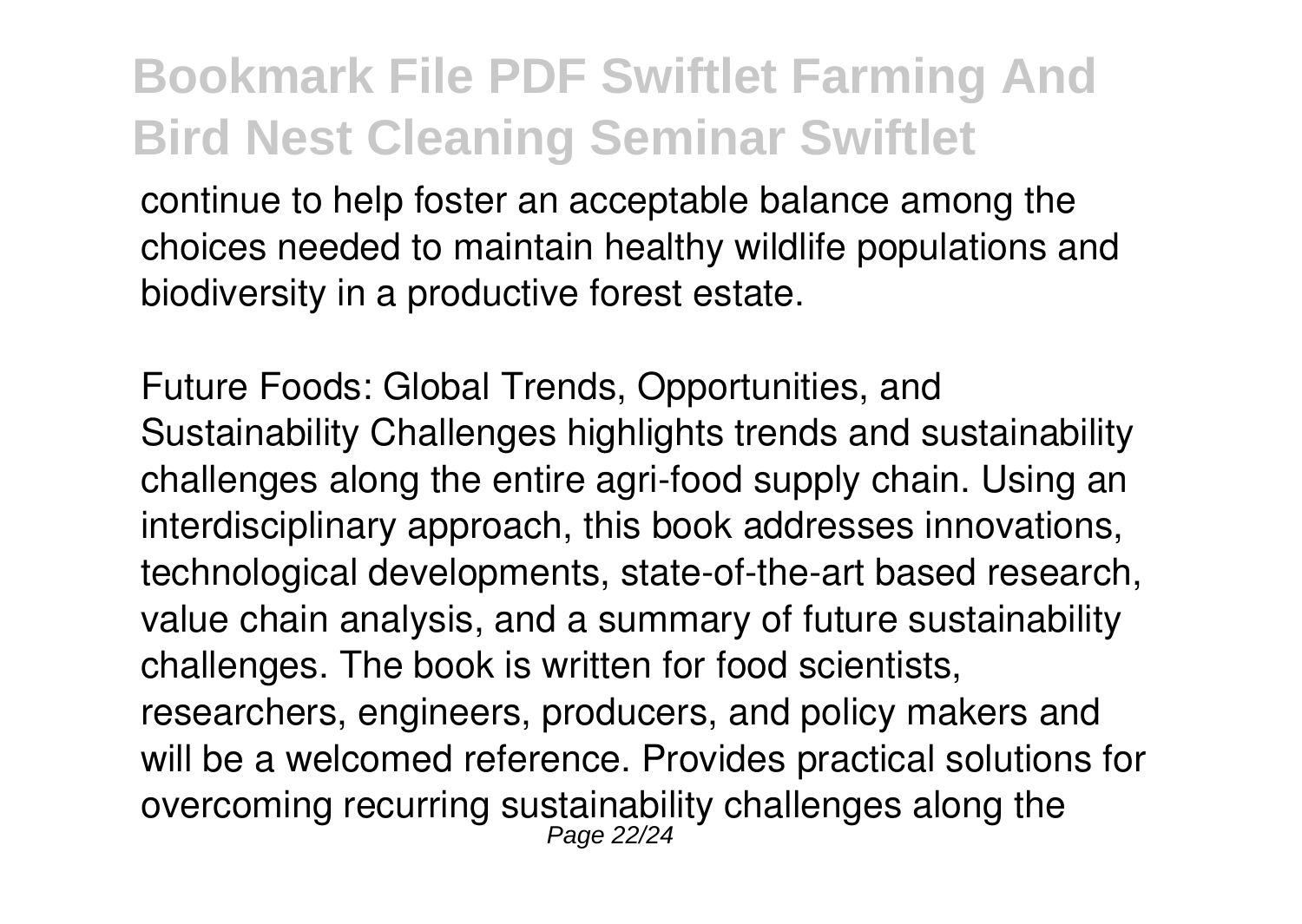continue to help foster an acceptable balance among the choices needed to maintain healthy wildlife populations and biodiversity in a productive forest estate.

Future Foods: Global Trends, Opportunities, and Sustainability Challenges highlights trends and sustainability challenges along the entire agri-food supply chain. Using an interdisciplinary approach, this book addresses innovations, technological developments, state-of-the-art based research, value chain analysis, and a summary of future sustainability challenges. The book is written for food scientists, researchers, engineers, producers, and policy makers and will be a welcomed reference. Provides practical solutions for overcoming recurring sustainability challenges along the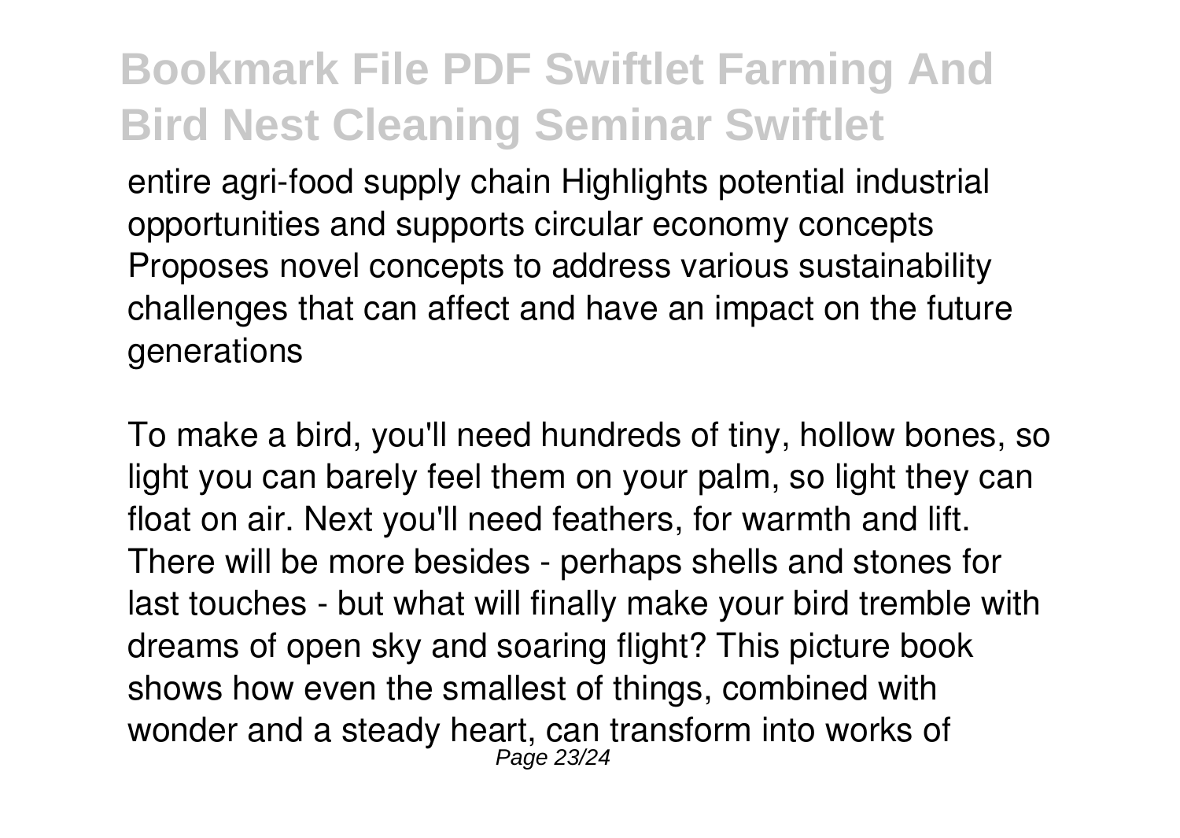entire agri-food supply chain Highlights potential industrial opportunities and supports circular economy concepts Proposes novel concepts to address various sustainability challenges that can affect and have an impact on the future generations

To make a bird, you'll need hundreds of tiny, hollow bones, so light you can barely feel them on your palm, so light they can float on air. Next you'll need feathers, for warmth and lift. There will be more besides - perhaps shells and stones for last touches - but what will finally make your bird tremble with dreams of open sky and soaring flight? This picture book shows how even the smallest of things, combined with wonder and a steady heart, can transform into works of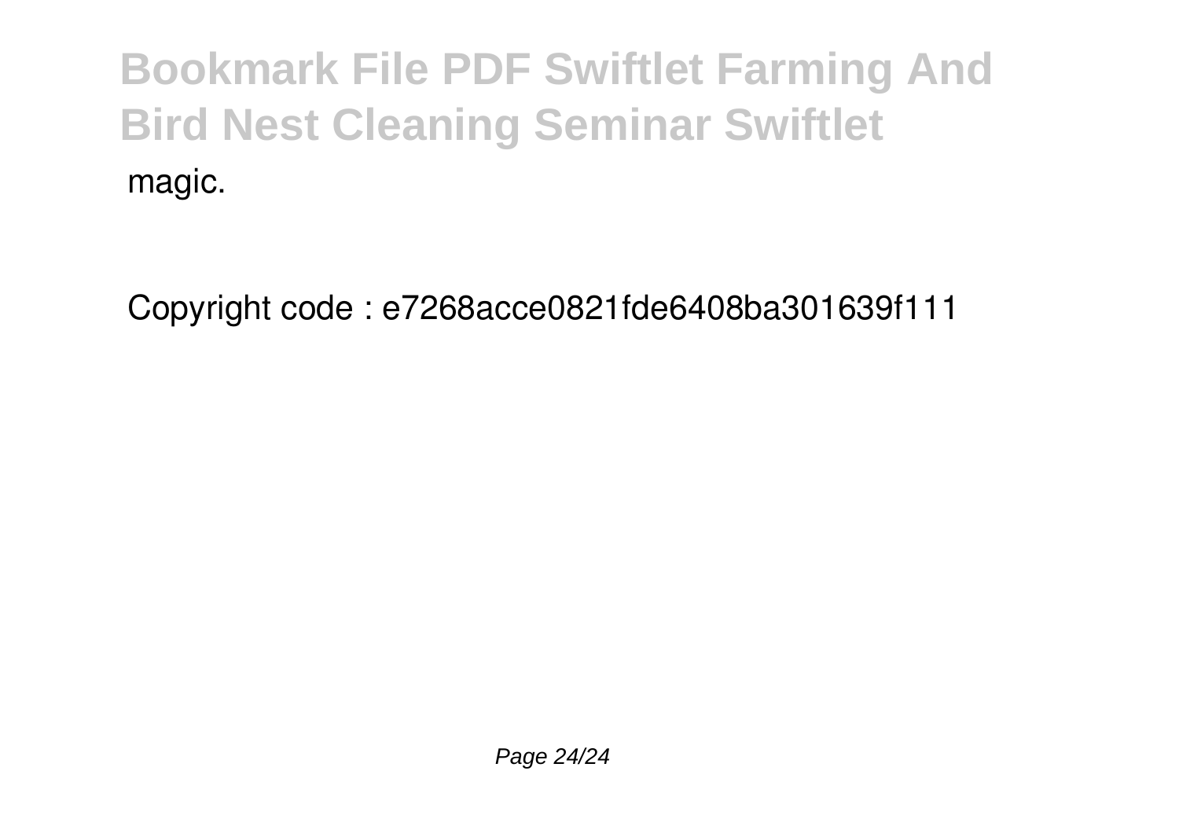magic.

Copyright code : e7268acce0821fde6408ba301639f111